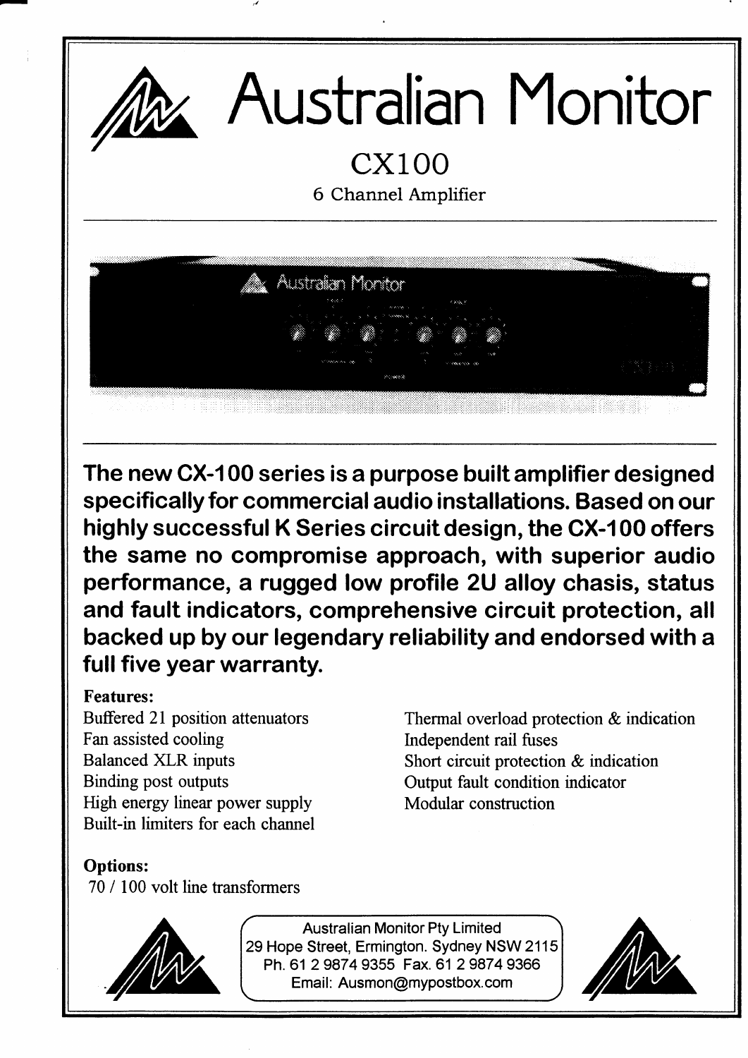# Australian Monitor

## CX100

6 Channel Amplifier

**The new CX-100 series is a purpose built amplifier designed specifically for commercial audio installations. Based on our highly successful K Series circuit design, the CX-100 offers the same no compromise approach, with superior audio performance, a rugged low profile 2U alloy chasis, status and fault indicators, comprehensive circuit protection, all backed up by our legendary reliability and endorsed with a full five year warranty.**

**Features:**

- Buffered 21 position attenuators
- Fan assisted cooling
- Balanced XLR inputs
- Binding post outputs
- High energy linear power supply
- Built-in limiters for each channel
- Thermal overload protection & indication
- Independent rail fuses
- Short circuit protection & indication
- Output fault condition indicator
- Modular construction

**Options:**

70 / 100 volt line transformers

Australian Monitor Pty Limited
29 Hope Street, Ermington. Sydney NSW 2115
Ph. 61 2 9874 9355 Fax. 61 2 9874 9366
Email: Ausmon@mypostbox.com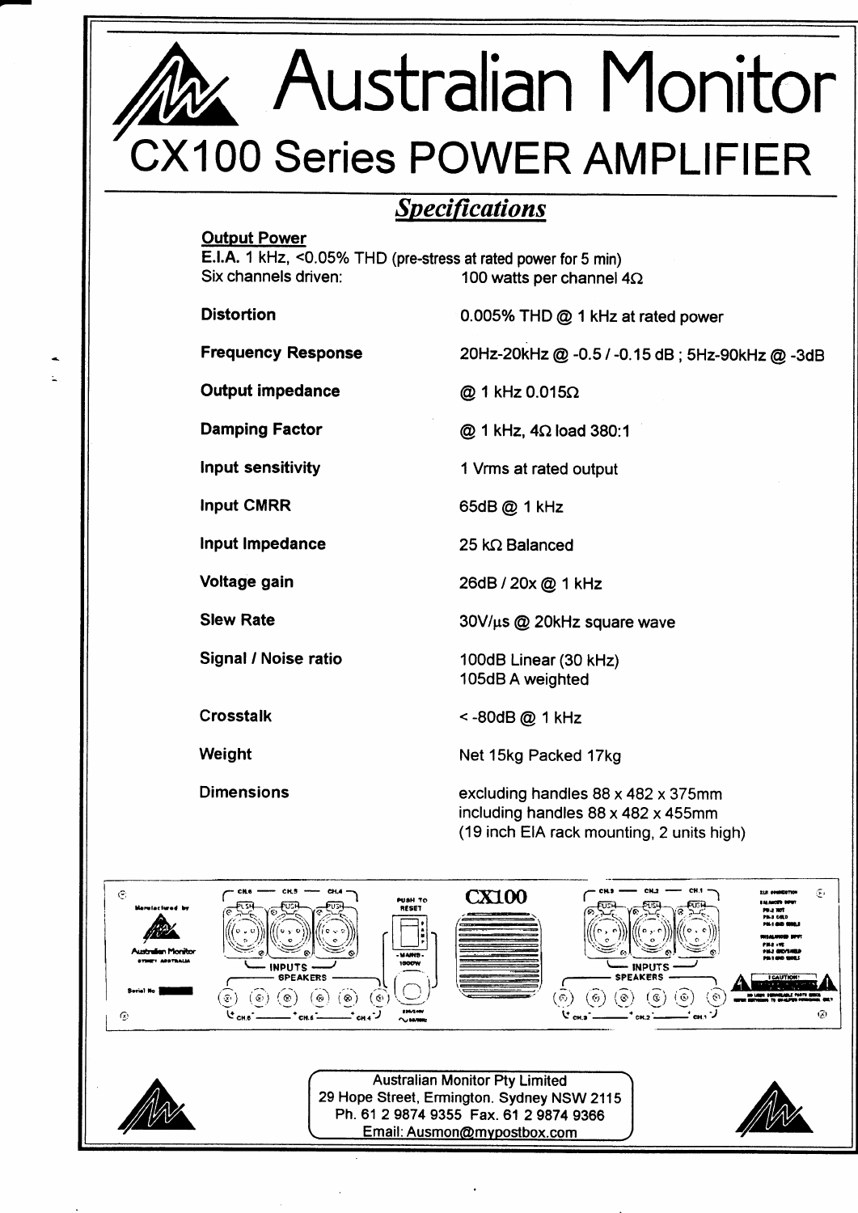# Australian Monitor

## CX100 Series POWER AMPLIFIER

### *Specifications*

**Output Power**

**E.I.A.** 1 kHz, <0.05% THD (pre-stress at rated power for 5 min)

| | |
|---|---|
| Six channels driven: | 100 watts per channel 4Ω |
| **Distortion** | 0.005% THD @ 1 kHz at rated power |
| **Frequency Response** | 20Hz-20kHz @ -0.5 / -0.15 dB ; 5Hz-90kHz @ -3dB |
| **Output impedance** | @ 1 kHz 0.015Ω |
| **Damping Factor** | @ 1 kHz, 4Ω load 380:1 |
| **Input sensitivity** | 1 Vrms at rated output |
| **Input CMRR** | 65dB @ 1 kHz |
| **Input Impedance** | 25 kΩ Balanced |
| **Voltage gain** | 26dB / 20x @ 1 kHz |
| **Slew Rate** | 30V/μs @ 20kHz square wave |
| **Signal / Noise ratio** | 100dB Linear (30 kHz)<br>105dB A weighted |
| **Crosstalk** | < -80dB @ 1 kHz |
| **Weight** | Net 15kg Packed 17kg |
| **Dimensions** | excluding handles 88 x 482 x 375mm<br>including handles 88 x 482 x 455mm<br>(19 inch EIA rack mounting, 2 units high) |

Australian Monitor Pty Limited
29 Hope Street, Ermington. Sydney NSW 2115
Ph. 61 2 9874 9355 Fax. 61 2 9874 9366
Email: Ausmon@mypostbox.com